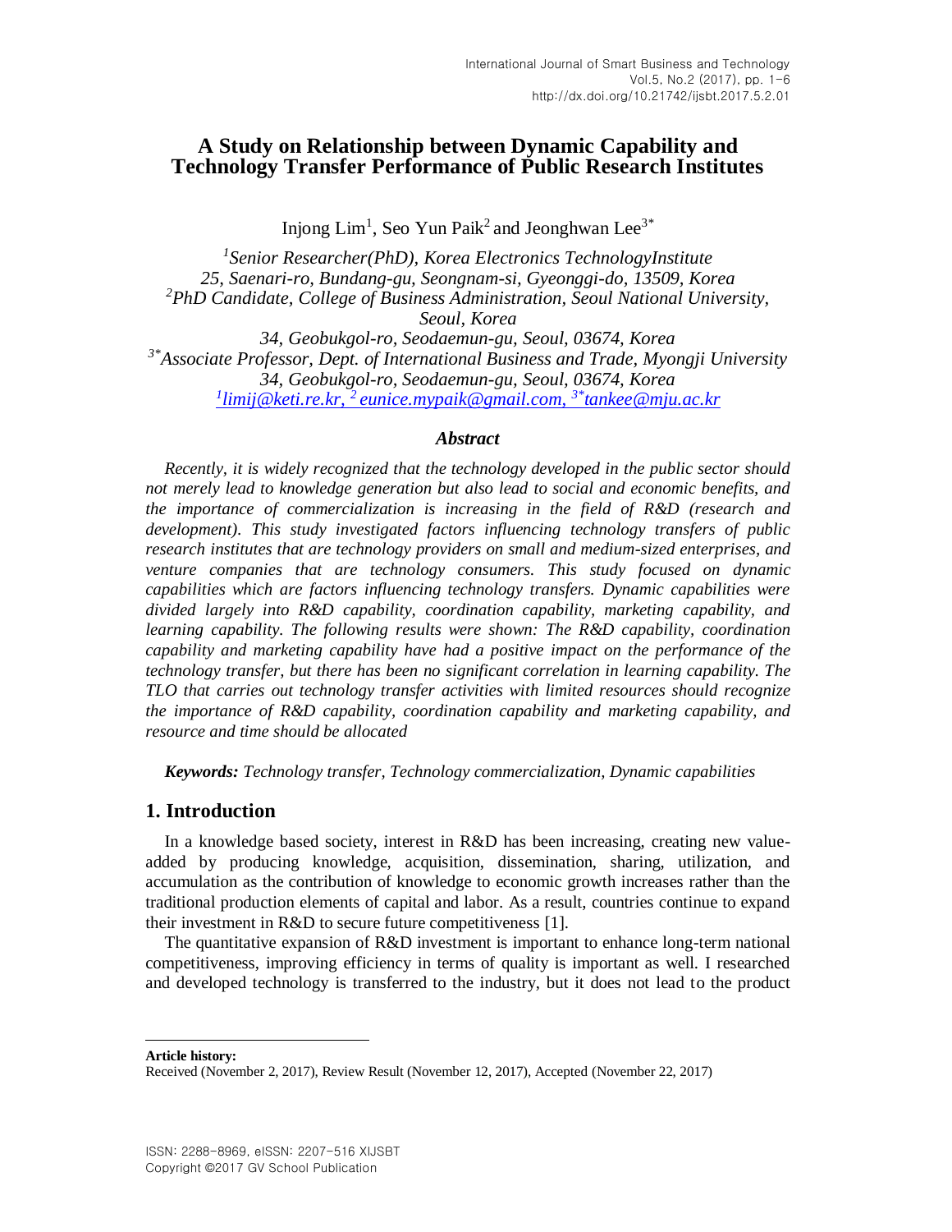# A Study on Relationship between Dynamic Capability and Technology Transfer Performance of Public Research Institutes

Injong Lim[1], Seo Yun Paik[2] and Jeonghwan Lee[3*]

*[1]Senior Researcher(PhD), Korea Electronics TechnologyInstitute*
*25, Saenari-ro, Bundang-gu, Seongnam-si, Gyeonggi-do, 13509, Korea*
*[2]PhD Candidate, College of Business Administration, Seoul National University, Seoul, Korea*
*34, Geobukgol-ro, Seodaemun-gu, Seoul, 03674, Korea*
*[3*]Associate Professor, Dept. of International Business and Trade, Myongji University*
*34, Geobukgol-ro, Seodaemun-gu, Seoul, 03674, Korea*
*[1]limij@keti.re.kr, [2] eunice.mypaik@gmail.com, [3*]tankee@mju.ac.kr*

### *Abstract*

*Recently, it is widely recognized that the technology developed in the public sector should not merely lead to knowledge generation but also lead to social and economic benefits, and the importance of commercialization is increasing in the field of R&D (research and development). This study investigated factors influencing technology transfers of public research institutes that are technology providers on small and medium-sized enterprises, and venture companies that are technology consumers. This study focused on dynamic capabilities which are factors influencing technology transfers. Dynamic capabilities were divided largely into R&D capability, coordination capability, marketing capability, and learning capability. The following results were shown: The R&D capability, coordination capability and marketing capability have had a positive impact on the performance of the technology transfer, but there has been no significant correlation in learning capability. The TLO that carries out technology transfer activities with limited resources should recognize the importance of R&D capability, coordination capability and marketing capability, and resource and time should be allocated*

***Keywords:** Technology transfer, Technology commercialization, Dynamic capabilities*

## 1. Introduction

In a knowledge based society, interest in R&D has been increasing, creating new value-added by producing knowledge, acquisition, dissemination, sharing, utilization, and accumulation as the contribution of knowledge to economic growth increases rather than the traditional production elements of capital and labor. As a result, countries continue to expand their investment in R&D to secure future competitiveness [1].

The quantitative expansion of R&D investment is important to enhance long-term national competitiveness, improving efficiency in terms of quality is important as well. I researched and developed technology is transferred to the industry, but it does not lead to the product

**Article history:**
Received (November 2, 2017), Review Result (November 12, 2017), Accepted (November 22, 2017)

ISSN: 2288-8969, eISSN: 2207-516 XIJSBT
Copyright ©2017 GV School Publication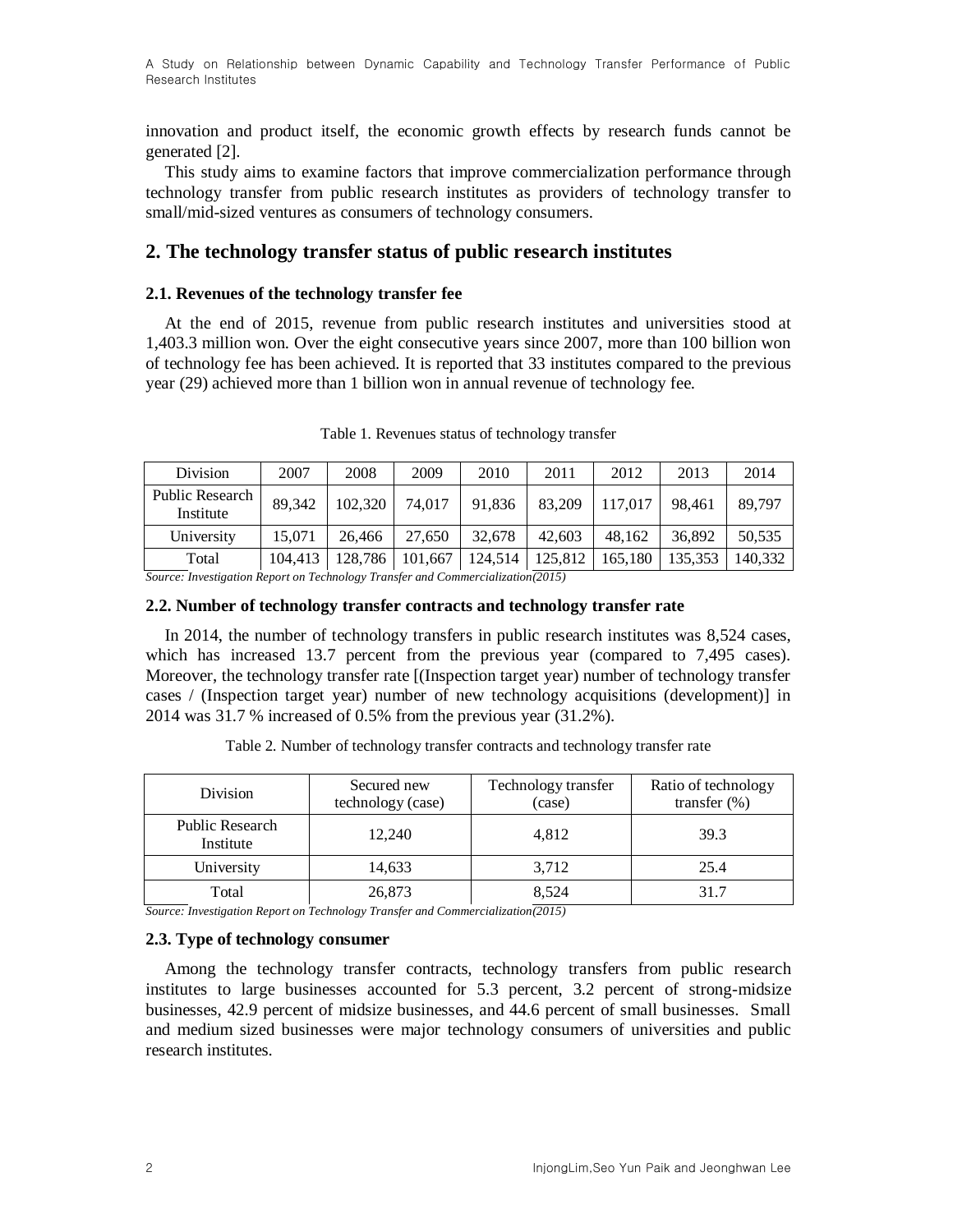innovation and product itself, the economic growth effects by research funds cannot be generated [2].

This study aims to examine factors that improve commercialization performance through technology transfer from public research institutes as providers of technology transfer to small/mid-sized ventures as consumers of technology consumers.

## 2. The technology transfer status of public research institutes

### 2.1. Revenues of the technology transfer fee

At the end of 2015, revenue from public research institutes and universities stood at 1,403.3 million won. Over the eight consecutive years since 2007, more than 100 billion won of technology fee has been achieved. It is reported that 33 institutes compared to the previous year (29) achieved more than 1 billion won in annual revenue of technology fee.

Table 1. Revenues status of technology transfer

| Division | 2007 | 2008 | 2009 | 2010 | 2011 | 2012 | 2013 | 2014 |
|---|---|---|---|---|---|---|---|---|
| Public Research Institute | 89,342 | 102,320 | 74,017 | 91,836 | 83,209 | 117,017 | 98,461 | 89,797 |
| University | 15,071 | 26,466 | 27,650 | 32,678 | 42,603 | 48,162 | 36,892 | 50,535 |
| Total | 104,413 | 128,786 | 101,667 | 124,514 | 125,812 | 165,180 | 135,353 | 140,332 |

*Source: Investigation Report on Technology Transfer and Commercialization(2015)*

### 2.2. Number of technology transfer contracts and technology transfer rate

In 2014, the number of technology transfers in public research institutes was 8,524 cases, which has increased 13.7 percent from the previous year (compared to 7,495 cases). Moreover, the technology transfer rate [(Inspection target year) number of technology transfer cases / (Inspection target year) number of new technology acquisitions (development)] in 2014 was 31.7 % increased of 0.5% from the previous year (31.2%).

Table 2. Number of technology transfer contracts and technology transfer rate

| Division | Secured new technology (case) | Technology transfer (case) | Ratio of technology transfer (%) |
|---|---|---|---|
| Public Research Institute | 12,240 | 4,812 | 39.3 |
| University | 14,633 | 3,712 | 25.4 |
| Total | 26,873 | 8,524 | 31.7 |

*Source: Investigation Report on Technology Transfer and Commercialization(2015)*

### 2.3. Type of technology consumer

Among the technology transfer contracts, technology transfers from public research institutes to large businesses accounted for 5.3 percent, 3.2 percent of strong-midsize businesses, 42.9 percent of midsize businesses, and 44.6 percent of small businesses. Small and medium sized businesses were major technology consumers of universities and public research institutes.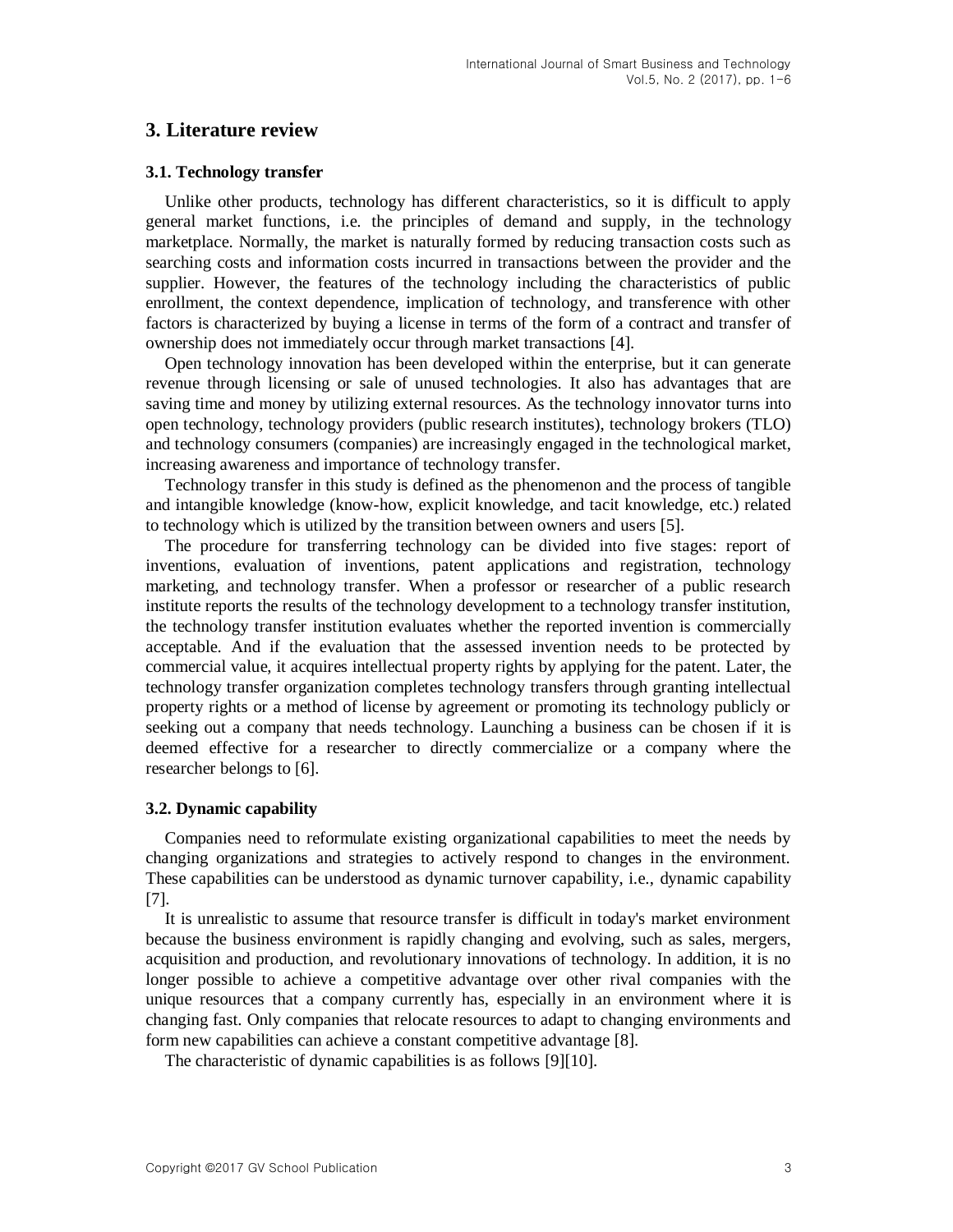## 3. Literature review

### 3.1. Technology transfer

Unlike other products, technology has different characteristics, so it is difficult to apply general market functions, i.e. the principles of demand and supply, in the technology marketplace. Normally, the market is naturally formed by reducing transaction costs such as searching costs and information costs incurred in transactions between the provider and the supplier. However, the features of the technology including the characteristics of public enrollment, the context dependence, implication of technology, and transference with other factors is characterized by buying a license in terms of the form of a contract and transfer of ownership does not immediately occur through market transactions [4].

Open technology innovation has been developed within the enterprise, but it can generate revenue through licensing or sale of unused technologies. It also has advantages that are saving time and money by utilizing external resources. As the technology innovator turns into open technology, technology providers (public research institutes), technology brokers (TLO) and technology consumers (companies) are increasingly engaged in the technological market, increasing awareness and importance of technology transfer.

Technology transfer in this study is defined as the phenomenon and the process of tangible and intangible knowledge (know-how, explicit knowledge, and tacit knowledge, etc.) related to technology which is utilized by the transition between owners and users [5].

The procedure for transferring technology can be divided into five stages: report of inventions, evaluation of inventions, patent applications and registration, technology marketing, and technology transfer. When a professor or researcher of a public research institute reports the results of the technology development to a technology transfer institution, the technology transfer institution evaluates whether the reported invention is commercially acceptable. And if the evaluation that the assessed invention needs to be protected by commercial value, it acquires intellectual property rights by applying for the patent. Later, the technology transfer organization completes technology transfers through granting intellectual property rights or a method of license by agreement or promoting its technology publicly or seeking out a company that needs technology. Launching a business can be chosen if it is deemed effective for a researcher to directly commercialize or a company where the researcher belongs to [6].

### 3.2. Dynamic capability

Companies need to reformulate existing organizational capabilities to meet the needs by changing organizations and strategies to actively respond to changes in the environment. These capabilities can be understood as dynamic turnover capability, i.e., dynamic capability [7].

It is unrealistic to assume that resource transfer is difficult in today's market environment because the business environment is rapidly changing and evolving, such as sales, mergers, acquisition and production, and revolutionary innovations of technology. In addition, it is no longer possible to achieve a competitive advantage over other rival companies with the unique resources that a company currently has, especially in an environment where it is changing fast. Only companies that relocate resources to adapt to changing environments and form new capabilities can achieve a constant competitive advantage [8].

The characteristic of dynamic capabilities is as follows [9][10].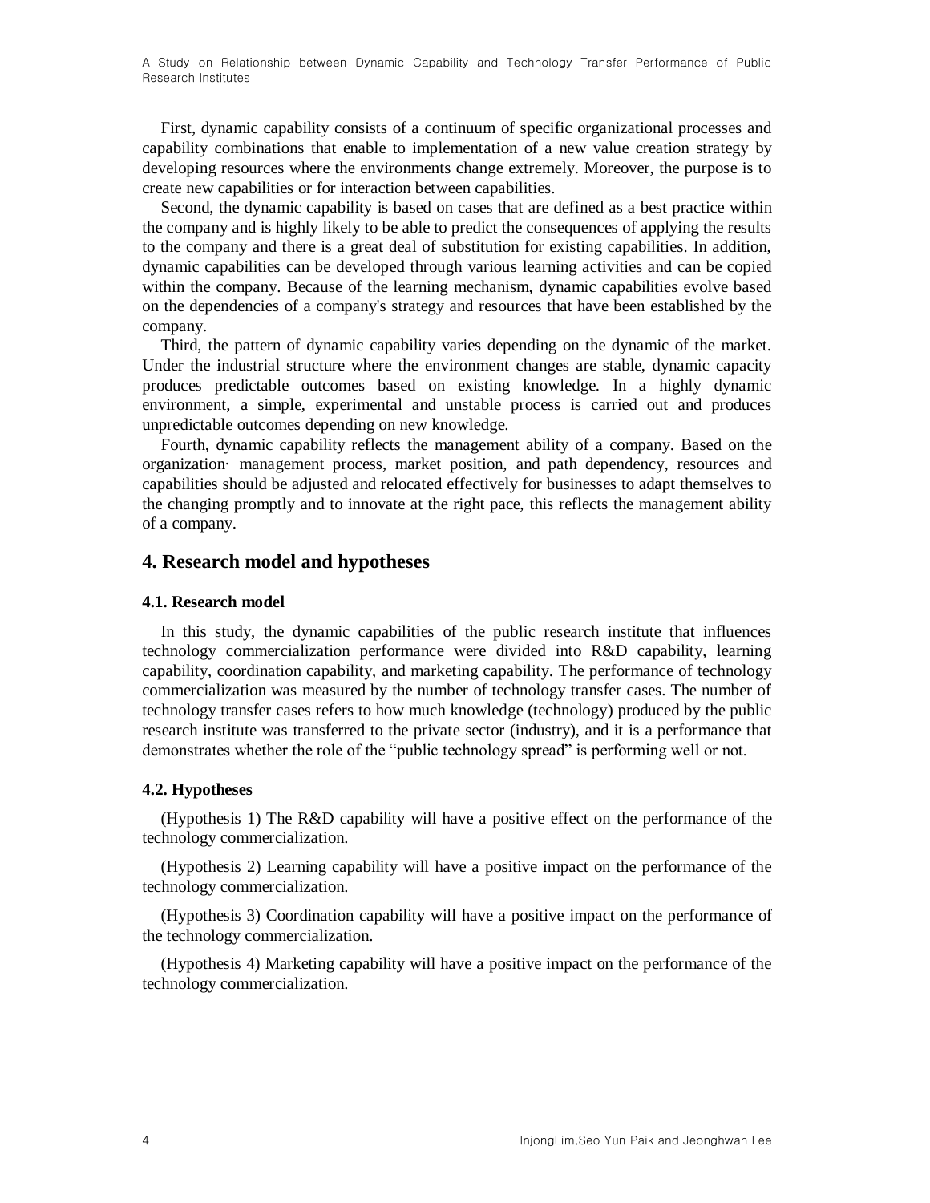First, dynamic capability consists of a continuum of specific organizational processes and capability combinations that enable to implementation of a new value creation strategy by developing resources where the environments change extremely. Moreover, the purpose is to create new capabilities or for interaction between capabilities.

Second, the dynamic capability is based on cases that are defined as a best practice within the company and is highly likely to be able to predict the consequences of applying the results to the company and there is a great deal of substitution for existing capabilities. In addition, dynamic capabilities can be developed through various learning activities and can be copied within the company. Because of the learning mechanism, dynamic capabilities evolve based on the dependencies of a company's strategy and resources that have been established by the company.

Third, the pattern of dynamic capability varies depending on the dynamic of the market. Under the industrial structure where the environment changes are stable, dynamic capacity produces predictable outcomes based on existing knowledge. In a highly dynamic environment, a simple, experimental and unstable process is carried out and produces unpredictable outcomes depending on new knowledge.

Fourth, dynamic capability reflects the management ability of a company. Based on the organization· management process, market position, and path dependency, resources and capabilities should be adjusted and relocated effectively for businesses to adapt themselves to the changing promptly and to innovate at the right pace, this reflects the management ability of a company.

## 4. Research model and hypotheses

### 4.1. Research model

In this study, the dynamic capabilities of the public research institute that influences technology commercialization performance were divided into R&D capability, learning capability, coordination capability, and marketing capability. The performance of technology commercialization was measured by the number of technology transfer cases. The number of technology transfer cases refers to how much knowledge (technology) produced by the public research institute was transferred to the private sector (industry), and it is a performance that demonstrates whether the role of the "public technology spread" is performing well or not.

### 4.2. Hypotheses

(Hypothesis 1) The R&D capability will have a positive effect on the performance of the technology commercialization.

(Hypothesis 2) Learning capability will have a positive impact on the performance of the technology commercialization.

(Hypothesis 3) Coordination capability will have a positive impact on the performance of the technology commercialization.

(Hypothesis 4) Marketing capability will have a positive impact on the performance of the technology commercialization.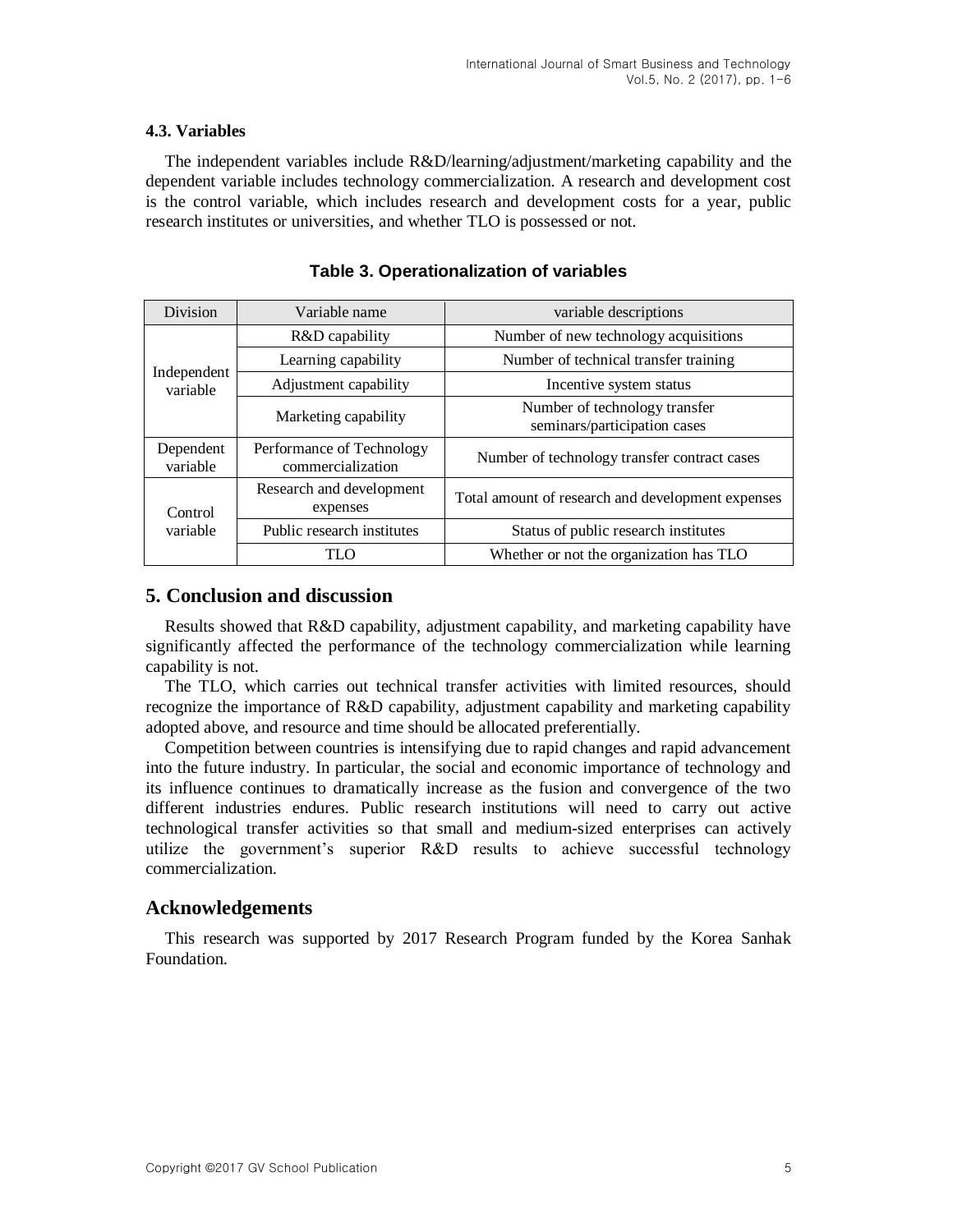### 4.3. Variables

The independent variables include R&D/learning/adjustment/marketing capability and the dependent variable includes technology commercialization. A research and development cost is the control variable, which includes research and development costs for a year, public research institutes or universities, and whether TLO is possessed or not.

**Table 3. Operationalization of variables**

| Division | Variable name | variable descriptions |
|---|---|---|
| Independent variable | R&D capability | Number of new technology acquisitions |
| | Learning capability | Number of technical transfer training |
| | Adjustment capability | Incentive system status |
| | Marketing capability | Number of technology transfer seminars/participation cases |
| Dependent variable | Performance of Technology commercialization | Number of technology transfer contract cases |
| Control variable | Research and development expenses | Total amount of research and development expenses |
| | Public research institutes | Status of public research institutes |
| | TLO | Whether or not the organization has TLO |

## 5. Conclusion and discussion

Results showed that R&D capability, adjustment capability, and marketing capability have significantly affected the performance of the technology commercialization while learning capability is not.

The TLO, which carries out technical transfer activities with limited resources, should recognize the importance of R&D capability, adjustment capability and marketing capability adopted above, and resource and time should be allocated preferentially.

Competition between countries is intensifying due to rapid changes and rapid advancement into the future industry. In particular, the social and economic importance of technology and its influence continues to dramatically increase as the fusion and convergence of the two different industries endures. Public research institutions will need to carry out active technological transfer activities so that small and medium-sized enterprises can actively utilize the government's superior R&D results to achieve successful technology commercialization.

## Acknowledgements

This research was supported by 2017 Research Program funded by the Korea Sanhak Foundation.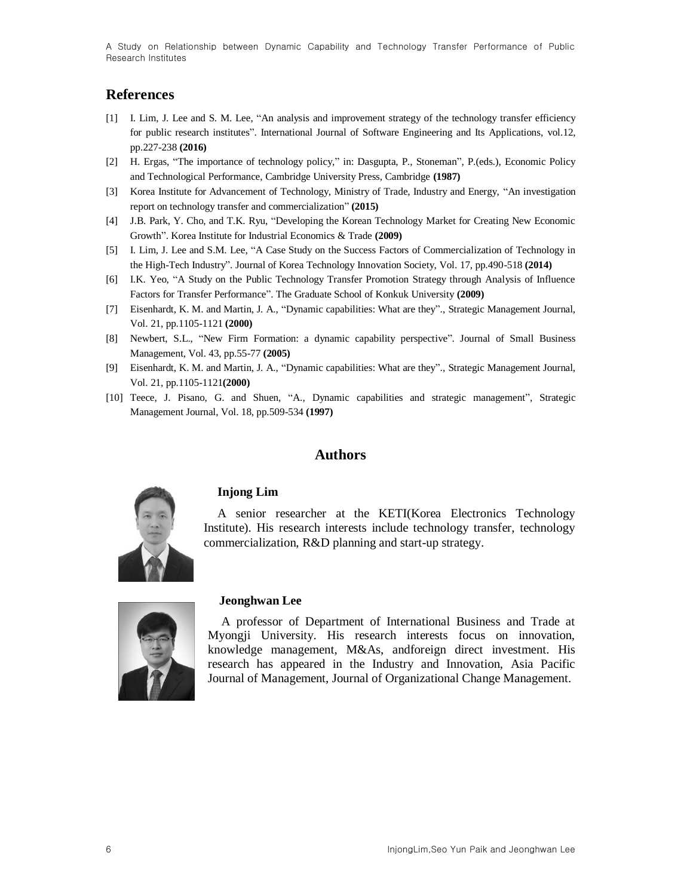## References

[1] I. Lim, J. Lee and S. M. Lee, "An analysis and improvement strategy of the technology transfer efficiency for public research institutes". International Journal of Software Engineering and Its Applications, vol.12, pp.227-238 **(2016)**

[2] H. Ergas, "The importance of technology policy," in: Dasgupta, P., Stoneman", P.(eds.), Economic Policy and Technological Performance, Cambridge University Press, Cambridge **(1987)**

[3] Korea Institute for Advancement of Technology, Ministry of Trade, Industry and Energy, "An investigation report on technology transfer and commercialization" **(2015)**

[4] J.B. Park, Y. Cho, and T.K. Ryu, "Developing the Korean Technology Market for Creating New Economic Growth". Korea Institute for Industrial Economics & Trade **(2009)**

[5] I. Lim, J. Lee and S.M. Lee, "A Case Study on the Success Factors of Commercialization of Technology in the High-Tech Industry". Journal of Korea Technology Innovation Society, Vol. 17, pp.490-518 **(2014)**

[6] I.K. Yeo, "A Study on the Public Technology Transfer Promotion Strategy through Analysis of Influence Factors for Transfer Performance". The Graduate School of Konkuk University **(2009)**

[7] Eisenhardt, K. M. and Martin, J. A., "Dynamic capabilities: What are they"., Strategic Management Journal, Vol. 21, pp.1105-1121 **(2000)**

[8] Newbert, S.L., "New Firm Formation: a dynamic capability perspective". Journal of Small Business Management, Vol. 43, pp.55-77 **(2005)**

[9] Eisenhardt, K. M. and Martin, J. A., "Dynamic capabilities: What are they"., Strategic Management Journal, Vol. 21, pp.1105-1121**(2000)**

[10] Teece, J. Pisano, G. and Shuen, "A., Dynamic capabilities and strategic management", Strategic Management Journal, Vol. 18, pp.509-534 **(1997)**

## Authors

**Injong Lim**

A senior researcher at the KETI(Korea Electronics Technology Institute). His research interests include technology transfer, technology commercialization, R&D planning and start-up strategy.

**Jeonghwan Lee**

A professor of Department of International Business and Trade at Myongji University. His research interests focus on innovation, knowledge management, M&As, andforeign direct investment. His research has appeared in the Industry and Innovation, Asia Pacific Journal of Management, Journal of Organizational Change Management.